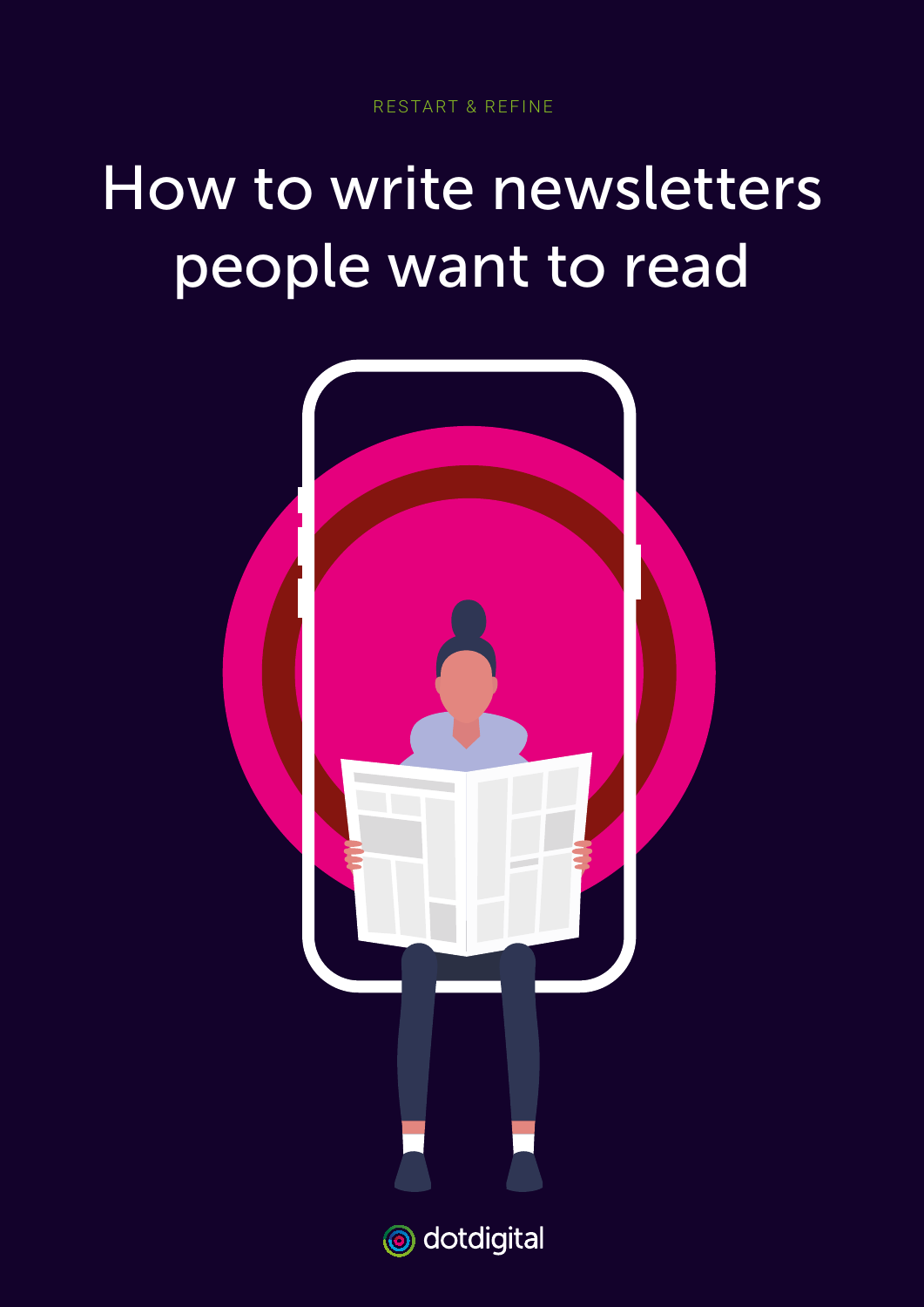RESTART & REFINE

# How to write newsletters people want to read

dotdigital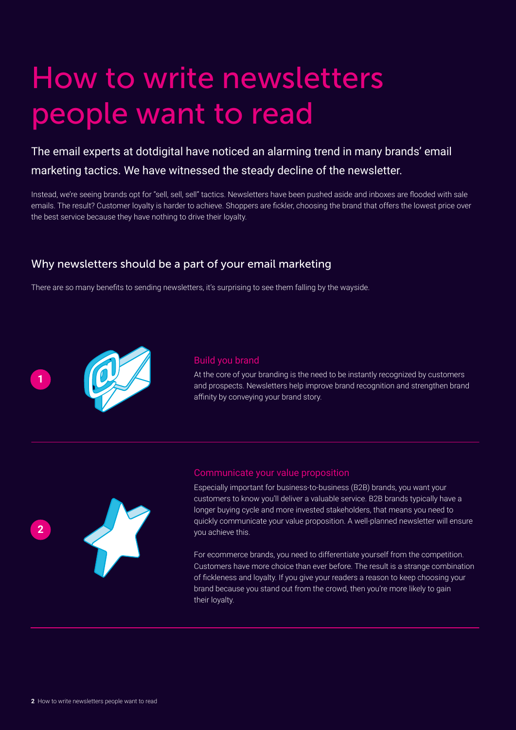# How to write newsletters people want to read

## The email experts at dotdigital have noticed an alarming trend in many brands' email marketing tactics. We have witnessed the steady decline of the newsletter.

Instead, we're seeing brands opt for "sell, sell, sell" tactics. Newsletters have been pushed aside and inboxes are flooded with sale emails. The result? Customer loyalty is harder to achieve. Shoppers are fickler, choosing the brand that offers the lowest price over the best service because they have nothing to drive their loyalty.

## Why newsletters should be a part of your email marketing

There are so many benefits to sending newsletters, it's surprising to see them falling by the wayside.

### 1 Build you brand

At the core of your branding is the need to be instantly recognized by customers and prospects. Newsletters help improve brand recognition and strengthen brand affinity by conveying your brand story.

### 2 Communicate your value proposition

Especially important for business-to-business (B2B) brands, you want your customers to know you'll deliver a valuable service. B2B brands typically have a longer buying cycle and more invested stakeholders, that means you need to quickly communicate your value proposition. A well-planned newsletter will ensure you achieve this.

For ecommerce brands, you need to differentiate yourself from the competition. Customers have more choice than ever before. The result is a strange combination of fickleness and loyalty. If you give your readers a reason to keep choosing your brand because you stand out from the crowd, then you're more likely to gain their loyalty.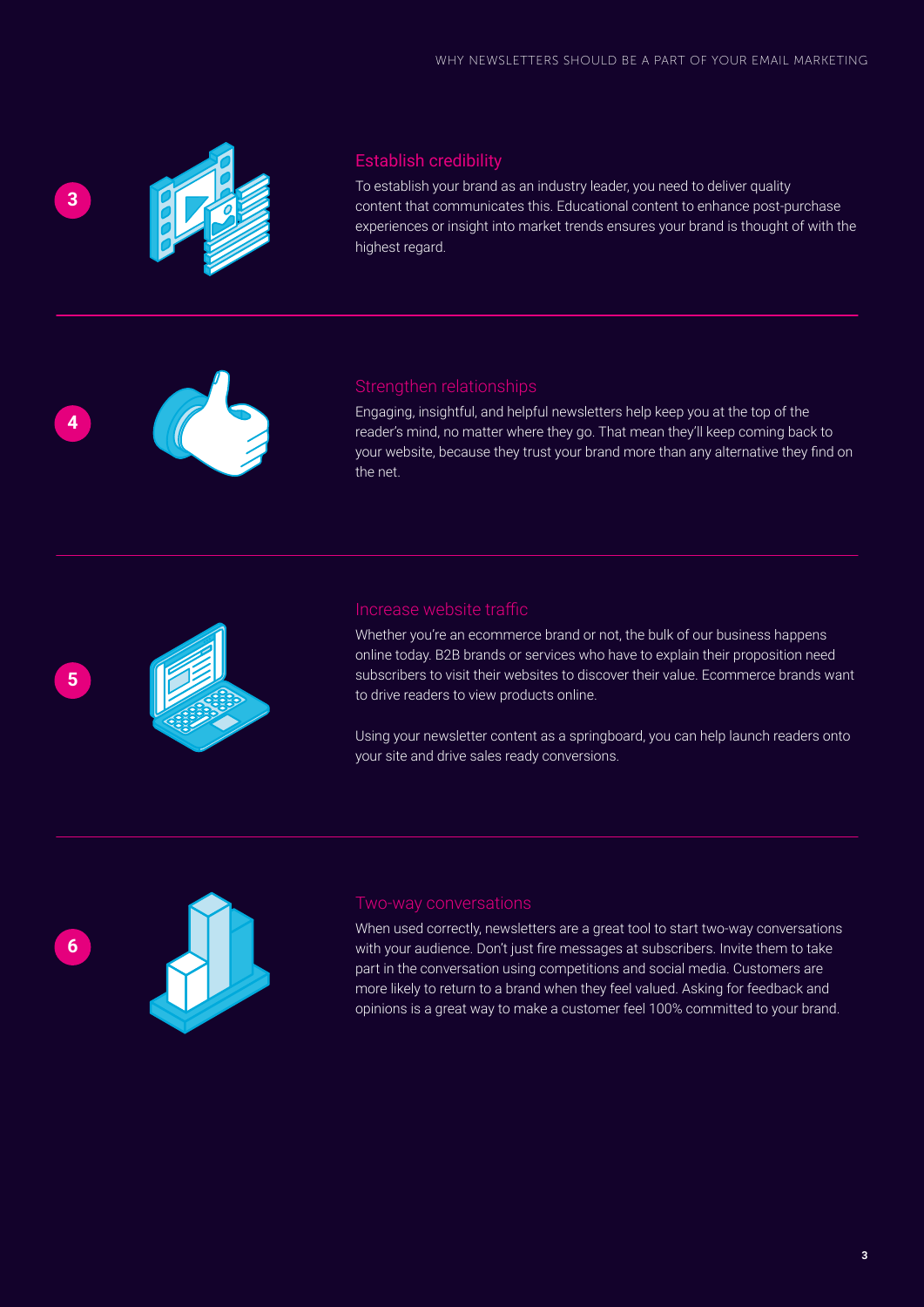## 3 Establish credibility

To establish your brand as an industry leader, you need to deliver quality content that communicates this. Educational content to enhance post-purchase experiences or insight into market trends ensures your brand is thought of with the highest regard.

## 4 Strengthen relationships

Engaging, insightful, and helpful newsletters help keep you at the top of the reader's mind, no matter where they go. That mean they'll keep coming back to your website, because they trust your brand more than any alternative they find on the net.

## 5 Increase website traffic

Whether you're an ecommerce brand or not, the bulk of our business happens online today. B2B brands or services who have to explain their proposition need subscribers to visit their websites to discover their value. Ecommerce brands want to drive readers to view products online.

Using your newsletter content as a springboard, you can help launch readers onto your site and drive sales ready conversions.

## 6 Two-way conversations

When used correctly, newsletters are a great tool to start two-way conversations with your audience. Don't just fire messages at subscribers. Invite them to take part in the conversation using competitions and social media. Customers are more likely to return to a brand when they feel valued. Asking for feedback and opinions is a great way to make a customer feel 100% committed to your brand.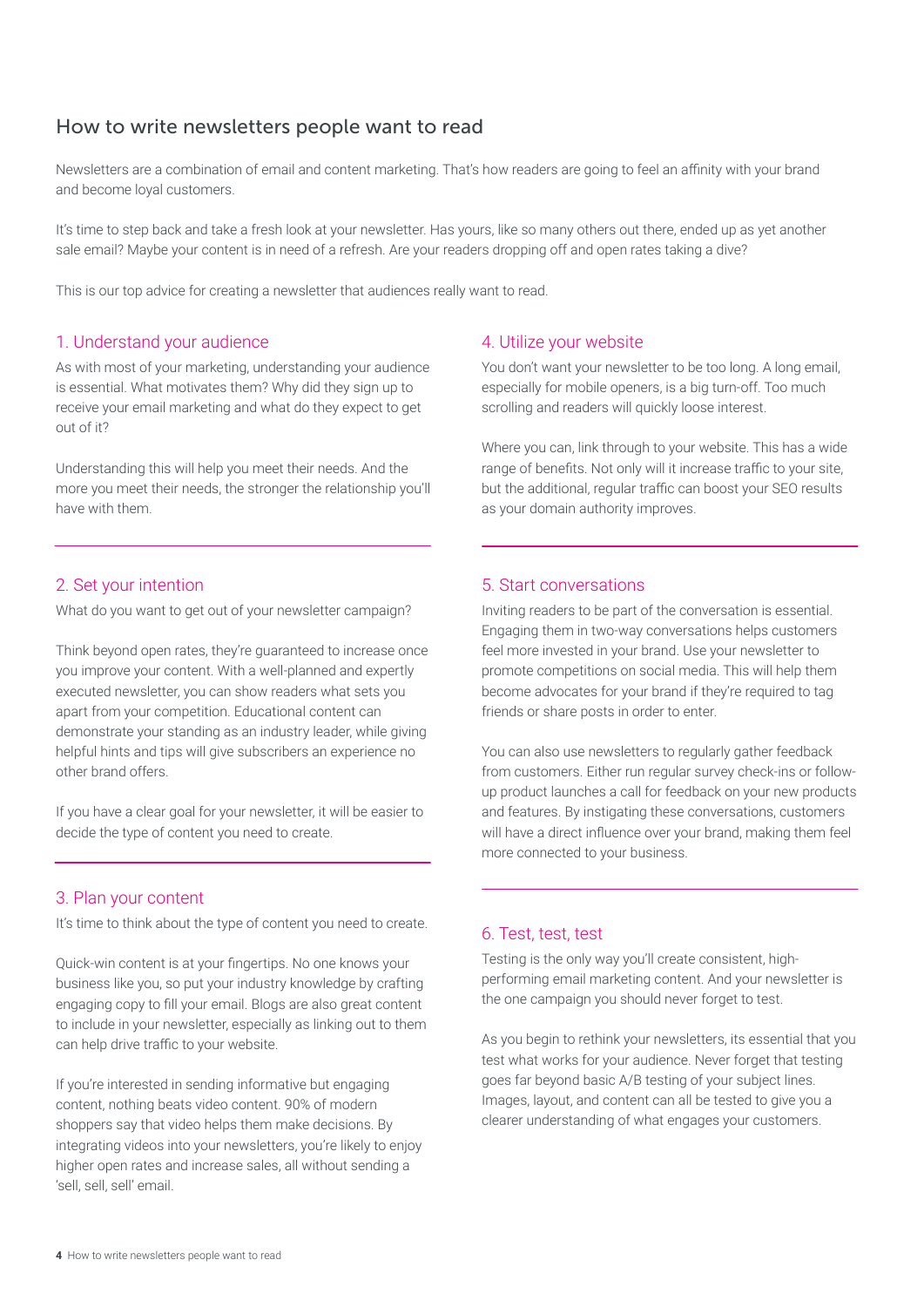## How to write newsletters people want to read

Newsletters are a combination of email and content marketing. That's how readers are going to feel an affinity with your brand and become loyal customers.

It's time to step back and take a fresh look at your newsletter. Has yours, like so many others out there, ended up as yet another sale email? Maybe your content is in need of a refresh. Are your readers dropping off and open rates taking a dive?

This is our top advice for creating a newsletter that audiences really want to read.

### 1. Understand your audience

As with most of your marketing, understanding your audience is essential. What motivates them? Why did they sign up to receive your email marketing and what do they expect to get out of it?

Understanding this will help you meet their needs. And the more you meet their needs, the stronger the relationship you'll have with them.

### 2. Set your intention

What do you want to get out of your newsletter campaign?

Think beyond open rates, they're guaranteed to increase once you improve your content. With a well-planned and expertly executed newsletter, you can show readers what sets you apart from your competition. Educational content can demonstrate your standing as an industry leader, while giving helpful hints and tips will give subscribers an experience no other brand offers.

If you have a clear goal for your newsletter, it will be easier to decide the type of content you need to create.

### 3. Plan your content

It's time to think about the type of content you need to create.

Quick-win content is at your fingertips. No one knows your business like you, so put your industry knowledge by crafting engaging copy to fill your email. Blogs are also great content to include in your newsletter, especially as linking out to them can help drive traffic to your website.

If you're interested in sending informative but engaging content, nothing beats video content. 90% of modern shoppers say that video helps them make decisions. By integrating videos into your newsletters, you're likely to enjoy higher open rates and increase sales, all without sending a 'sell, sell, sell' email.

### 4. Utilize your website

You don't want your newsletter to be too long. A long email, especially for mobile openers, is a big turn-off. Too much scrolling and readers will quickly loose interest.

Where you can, link through to your website. This has a wide range of benefits. Not only will it increase traffic to your site, but the additional, regular traffic can boost your SEO results as your domain authority improves.

### 5. Start conversations

Inviting readers to be part of the conversation is essential. Engaging them in two-way conversations helps customers feel more invested in your brand. Use your newsletter to promote competitions on social media. This will help them become advocates for your brand if they're required to tag friends or share posts in order to enter.

You can also use newsletters to regularly gather feedback from customers. Either run regular survey check-ins or follow-up product launches a call for feedback on your new products and features. By instigating these conversations, customers will have a direct influence over your brand, making them feel more connected to your business.

### 6. Test, test, test

Testing is the only way you'll create consistent, high-performing email marketing content. And your newsletter is the one campaign you should never forget to test.

As you begin to rethink your newsletters, its essential that you test what works for your audience. Never forget that testing goes far beyond basic A/B testing of your subject lines. Images, layout, and content can all be tested to give you a clearer understanding of what engages your customers.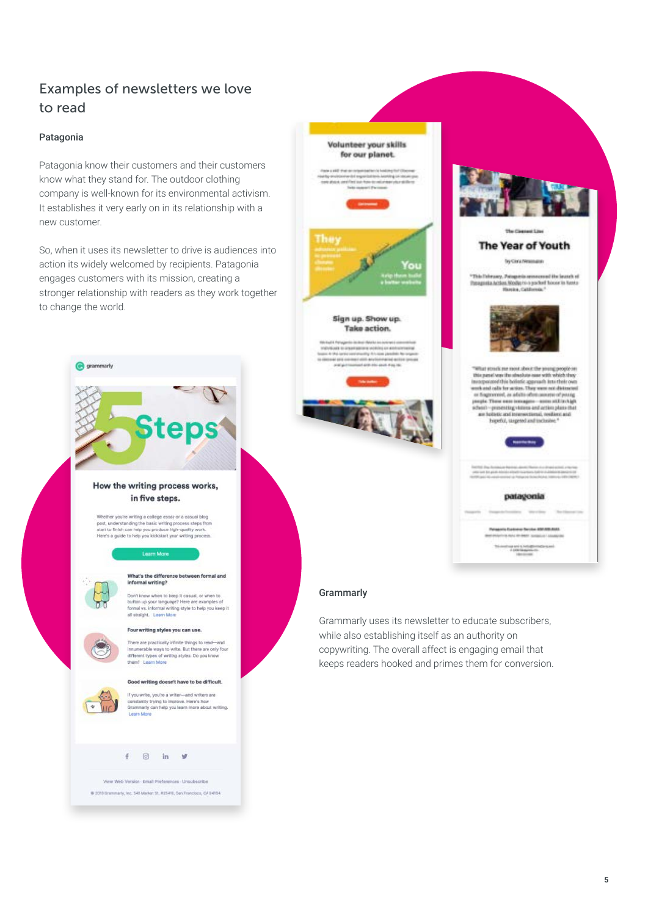## Examples of newsletters we love to read

### Patagonia

Patagonia know their customers and their customers know what they stand for. The outdoor clothing company is well-known for its environmental activism. It establishes it very early on in its relationship with a new customer.

So, when it uses its newsletter to drive is audiences into action its widely welcomed by recipients. Patagonia engages customers with its mission, creating a stronger relationship with readers as they work together to change the world.

### Grammarly

Grammarly uses its newsletter to educate subscribers, while also establishing itself as an authority on copywriting. The overall affect is engaging email that keeps readers hooked and primes them for conversion.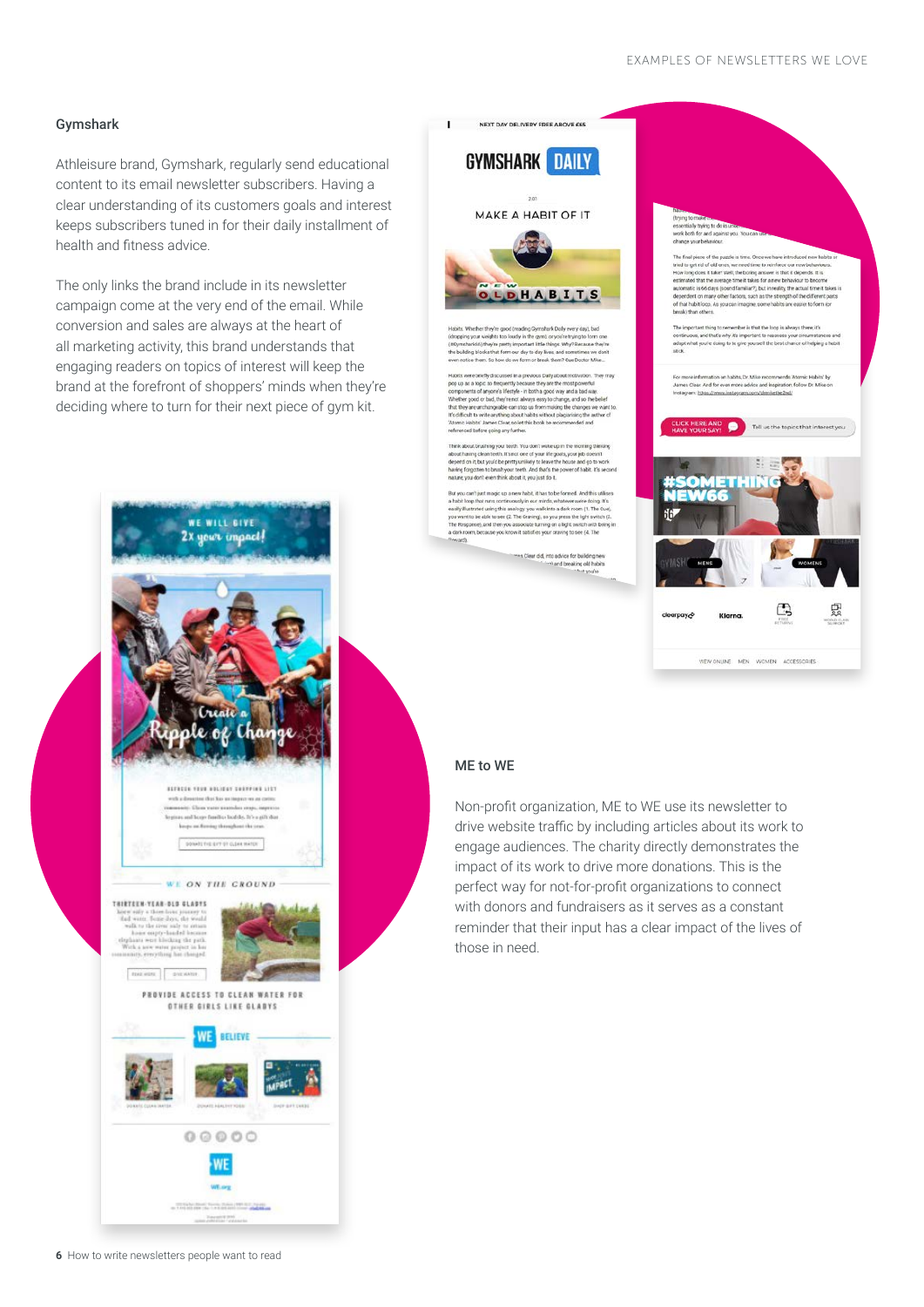## Gymshark

Athleisure brand, Gymshark, regularly send educational content to its email newsletter subscribers. Having a clear understanding of its customers goals and interest keeps subscribers tuned in for their daily installment of health and fitness advice.

The only links the brand include in its newsletter campaign come at the very end of the email. While conversion and sales are always at the heart of all marketing activity, this brand understands that engaging readers on topics of interest will keep the brand at the forefront of shoppers' minds when they're deciding where to turn for their next piece of gym kit.

## ME to WE

Non-profit organization, ME to WE use its newsletter to drive website traffic by including articles about its work to engage audiences. The charity directly demonstrates the impact of its work to drive more donations. This is the perfect way for not-for-profit organizations to connect with donors and fundraisers as it serves as a constant reminder that their input has a clear impact of the lives of those in need.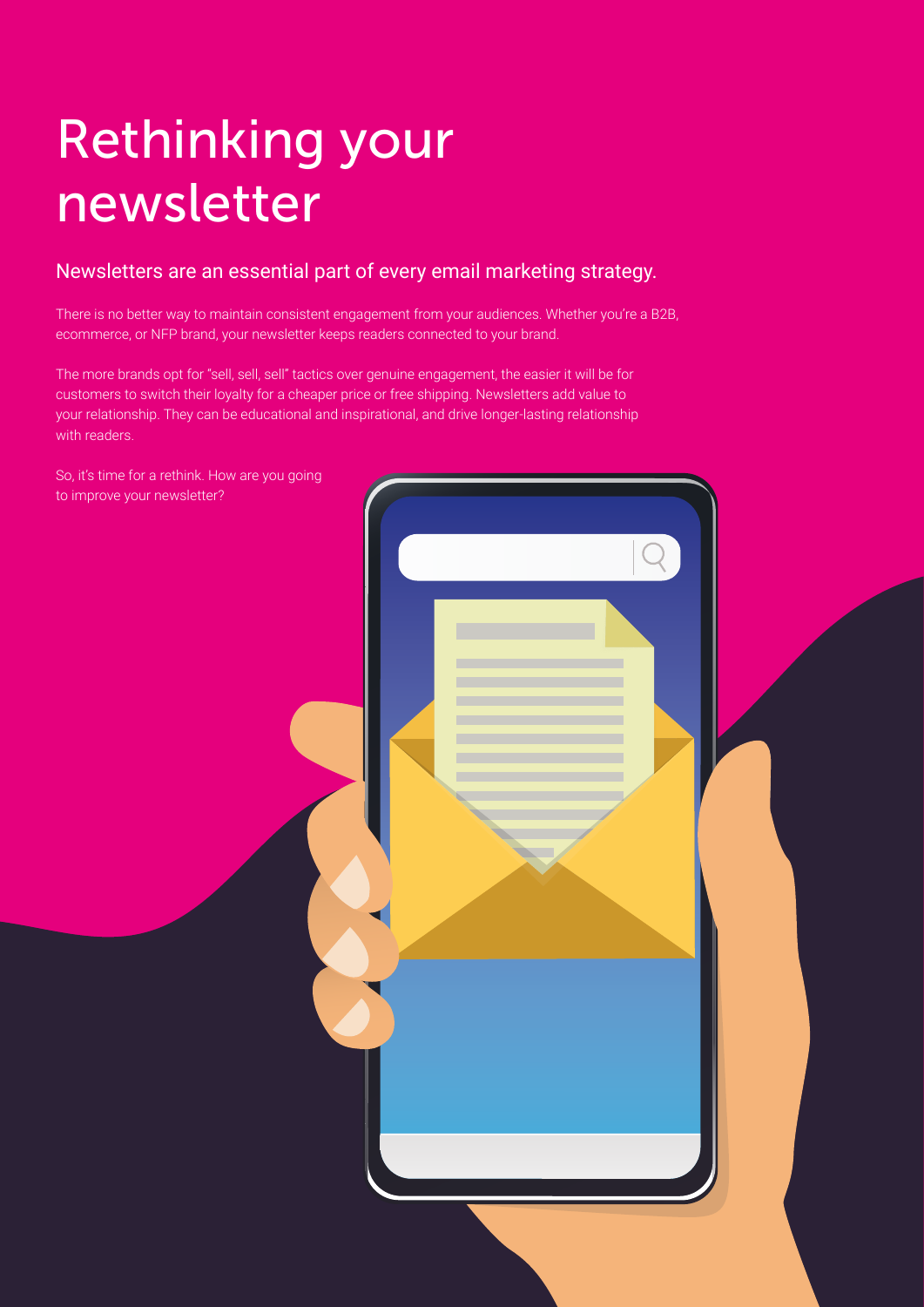# Rethinking your newsletter

## Newsletters are an essential part of every email marketing strategy.

There is no better way to maintain consistent engagement from your audiences. Whether you're a B2B, ecommerce, or NFP brand, your newsletter keeps readers connected to your brand.

The more brands opt for "sell, sell, sell" tactics over genuine engagement, the easier it will be for customers to switch their loyalty for a cheaper price or free shipping. Newsletters add value to your relationship. They can be educational and inspirational, and drive longer-lasting relationship with readers.

So, it's time for a rethink. How are you going to improve your newsletter?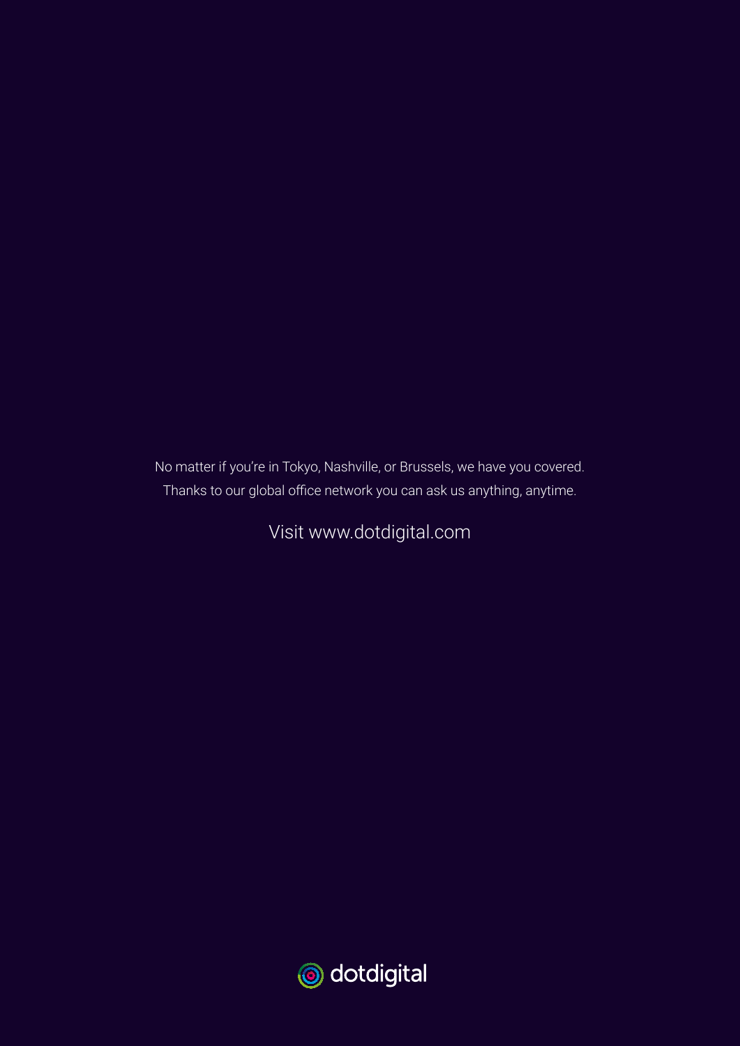No matter if you're in Tokyo, Nashville, or Brussels, we have you covered.
Thanks to our global office network you can ask us anything, anytime.

Visit www.dotdigital.com

dotdigital